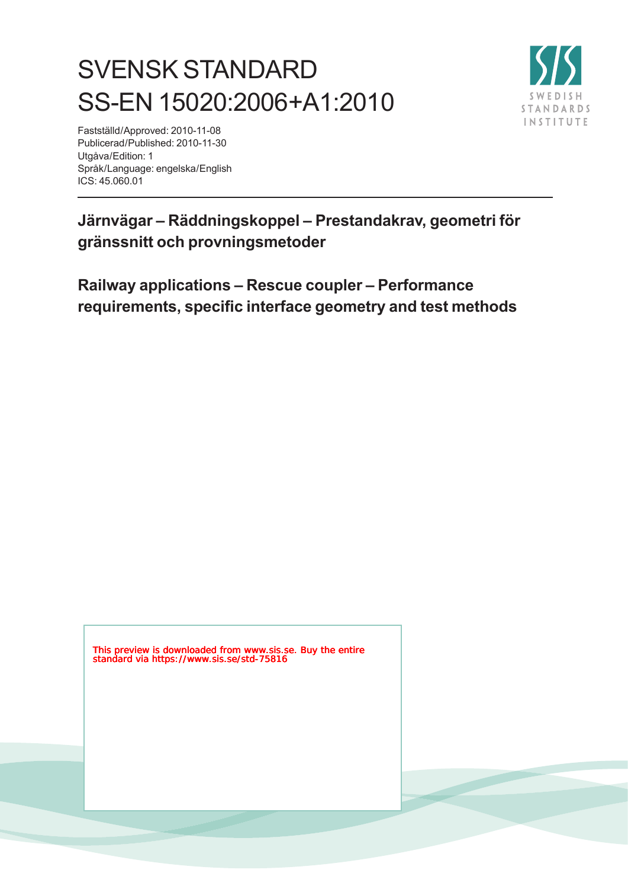# SVENSK STANDARD
# SS-EN 15020:2006+A1:2010

Fastställd/Approved: 2010-11-08
Publicerad/Published: 2010-11-30
Utgåva/Edition: 1
Språk/Language: engelska/English
ICS: 45.060.01

## Järnvägar – Räddningskoppel – Prestandakrav, geometri för gränssnitt och provningsmetoder

## Railway applications – Rescue coupler – Performance requirements, specific interface geometry and test methods

This preview is downloaded from www.sis.se. Buy the entire standard via https://www.sis.se/std-75816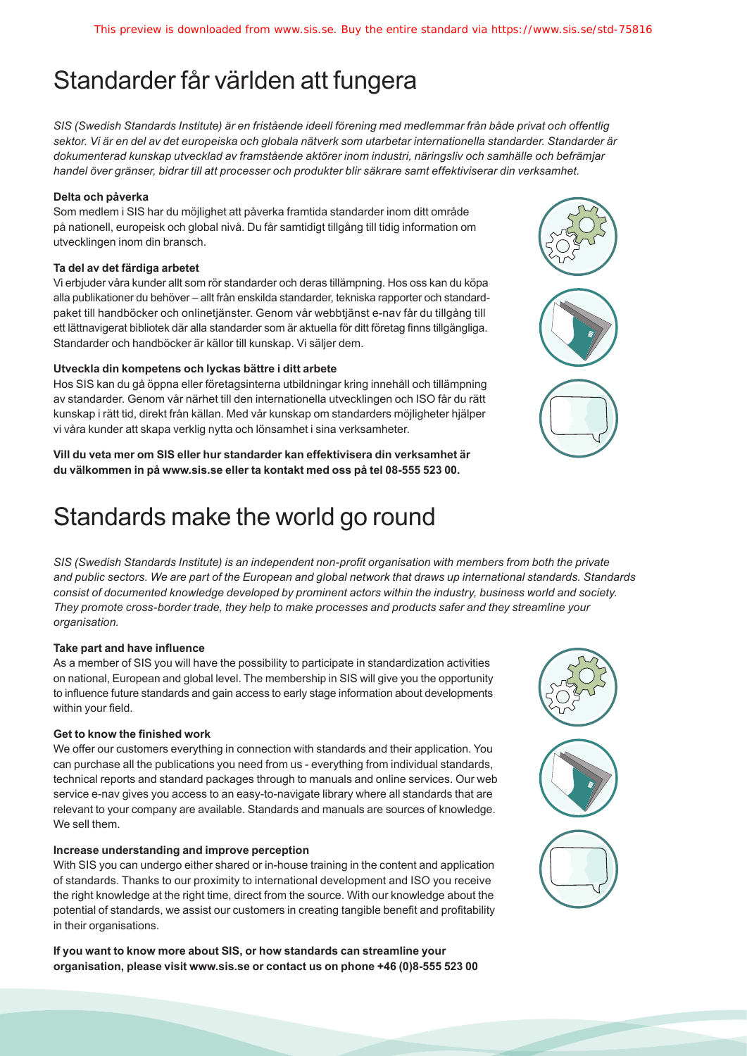# Standarder får världen att fungera

*SIS (Swedish Standards Institute) är en fristående ideell förening med medlemmar från både privat och offentlig sektor. Vi är en del av det europeiska och globala nätverk som utarbetar internationella standarder. Standarder är dokumenterad kunskap utvecklad av framstående aktörer inom industri, näringsliv och samhälle och befrämjar handel över gränser, bidrar till att processer och produkter blir säkrare samt effektiviserar din verksamhet.*

**Delta och påverka**

Som medlem i SIS har du möjlighet att påverka framtida standarder inom ditt område på nationell, europeisk och global nivå. Du får samtidigt tillgång till tidig information om utvecklingen inom din bransch.

**Ta del av det färdiga arbetet**

Vi erbjuder våra kunder allt som rör standarder och deras tillämpning. Hos oss kan du köpa alla publikationer du behöver – allt från enskilda standarder, tekniska rapporter och standardpaket till handböcker och onlinetjänster. Genom vår webbtjänst e-nav får du tillgång till ett lättnavigerat bibliotek där alla standarder som är aktuella för ditt företag finns tillgängliga. Standarder och handböcker är källor till kunskap. Vi säljer dem.

**Utveckla din kompetens och lyckas bättre i ditt arbete**

Hos SIS kan du gå öppna eller företagsinterna utbildningar kring innehåll och tillämpning av standarder. Genom vår närhet till den internationella utvecklingen och ISO får du rätt kunskap i rätt tid, direkt från källan. Med vår kunskap om standarders möjligheter hjälper vi våra kunder att skapa verklig nytta och lönsamhet i sina verksamheter.

**Vill du veta mer om SIS eller hur standarder kan effektivisera din verksamhet är du välkommen in på www.sis.se eller ta kontakt med oss på tel 08-555 523 00.**

# Standards make the world go round

*SIS (Swedish Standards Institute) is an independent non-profit organisation with members from both the private and public sectors. We are part of the European and global network that draws up international standards. Standards consist of documented knowledge developed by prominent actors within the industry, business world and society. They promote cross-border trade, they help to make processes and products safer and they streamline your organisation.*

**Take part and have influence**

As a member of SIS you will have the possibility to participate in standardization activities on national, European and global level. The membership in SIS will give you the opportunity to influence future standards and gain access to early stage information about developments within your field.

**Get to know the finished work**

We offer our customers everything in connection with standards and their application. You can purchase all the publications you need from us - everything from individual standards, technical reports and standard packages through to manuals and online services. Our web service e-nav gives you access to an easy-to-navigate library where all standards that are relevant to your company are available. Standards and manuals are sources of knowledge. We sell them.

**Increase understanding and improve perception**

With SIS you can undergo either shared or in-house training in the content and application of standards. Thanks to our proximity to international development and ISO you receive the right knowledge at the right time, direct from the source. With our knowledge about the potential of standards, we assist our customers in creating tangible benefit and profitability in their organisations.

**If you want to know more about SIS, or how standards can streamline your organisation, please visit www.sis.se or contact us on phone +46 (0)8-555 523 00**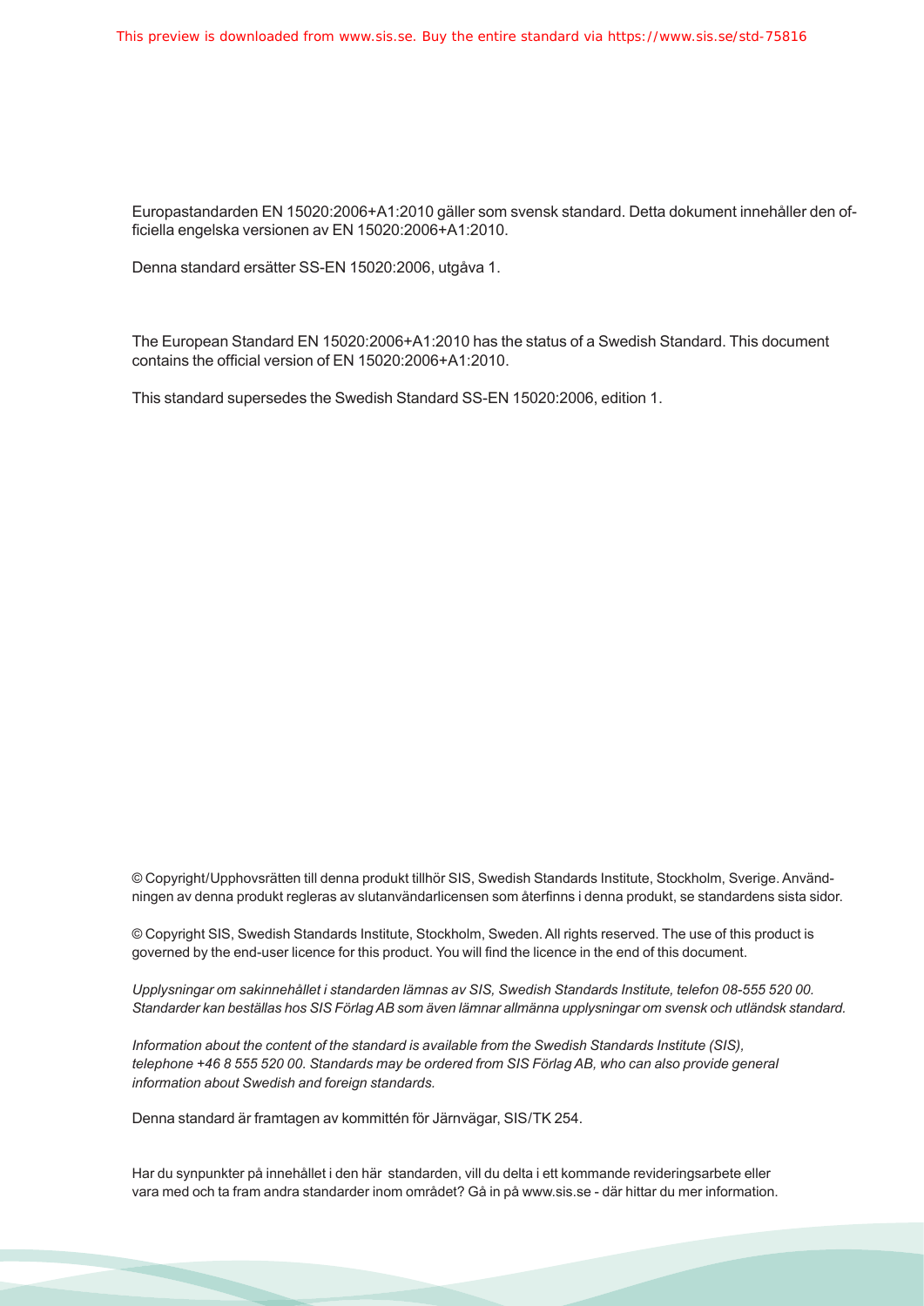Europastandarden EN 15020:2006+A1:2010 gäller som svensk standard. Detta dokument innehåller den officiella engelska versionen av EN 15020:2006+A1:2010.

Denna standard ersätter SS-EN 15020:2006, utgåva 1.

The European Standard EN 15020:2006+A1:2010 has the status of a Swedish Standard. This document contains the official version of EN 15020:2006+A1:2010.

This standard supersedes the Swedish Standard SS-EN 15020:2006, edition 1.

© Copyright/Upphovsrätten till denna produkt tillhör SIS, Swedish Standards Institute, Stockholm, Sverige. Användningen av denna produkt regleras av slutanvändarlicensen som återfinns i denna produkt, se standardens sista sidor.

© Copyright SIS, Swedish Standards Institute, Stockholm, Sweden. All rights reserved. The use of this product is governed by the end-user licence for this product. You will find the licence in the end of this document.

*Upplysningar om sakinnehållet i standarden lämnas av SIS, Swedish Standards Institute, telefon 08-555 520 00. Standarder kan beställas hos SIS Förlag AB som även lämnar allmänna upplysningar om svensk och utländsk standard.*

*Information about the content of the standard is available from the Swedish Standards Institute (SIS), telephone +46 8 555 520 00. Standards may be ordered from SIS Förlag AB, who can also provide general information about Swedish and foreign standards.*

Denna standard är framtagen av kommittén för Järnvägar, SIS/TK 254.

Har du synpunkter på innehållet i den här standarden, vill du delta i ett kommande revideringsarbete eller vara med och ta fram andra standarder inom området? Gå in på www.sis.se - där hittar du mer information.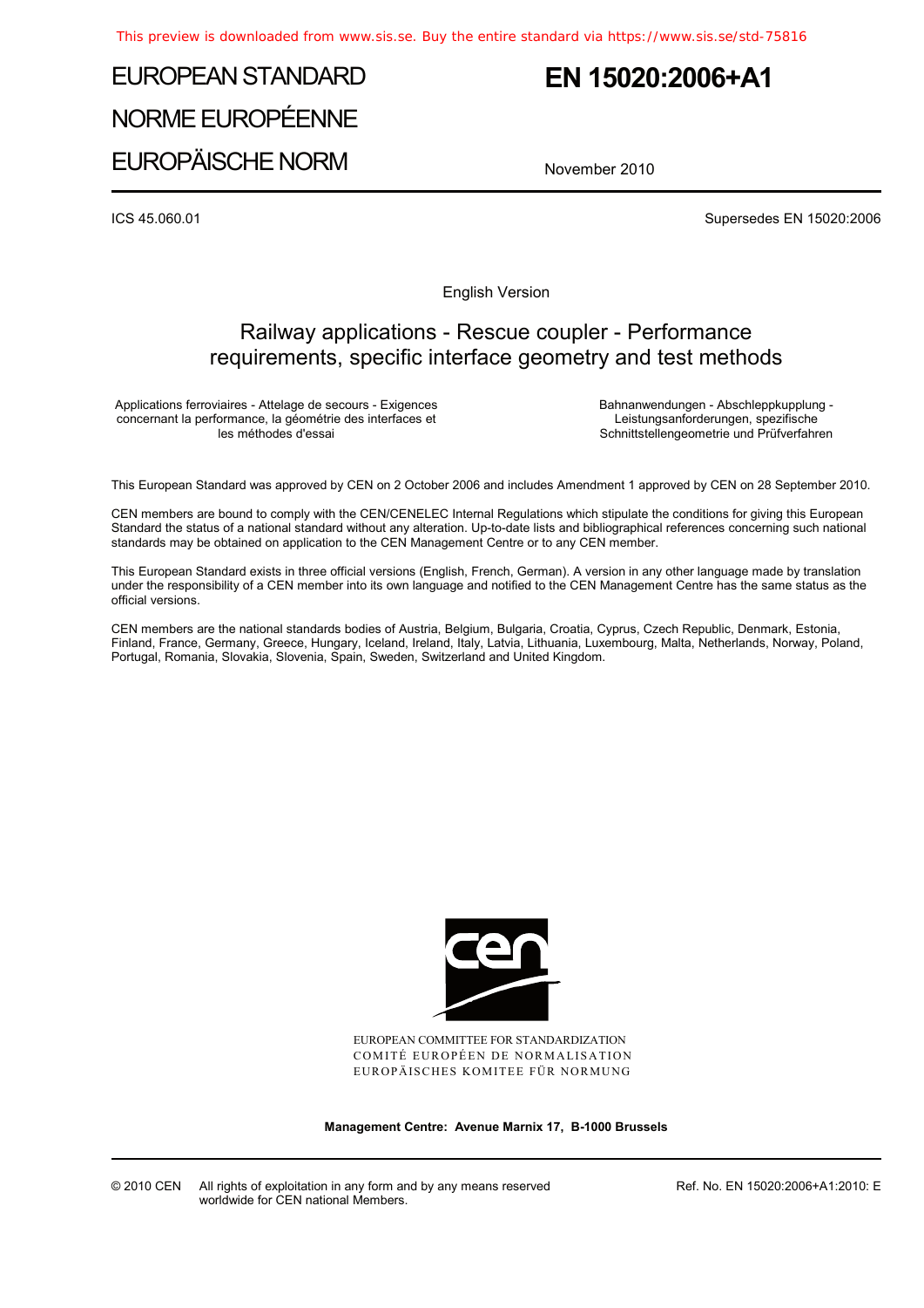This preview is downloaded from www.sis.se. Buy the entire standard via https://www.sis.se/std-75816

# EUROPEAN STANDARD
# NORME EUROPÉENNE
# EUROPÄISCHE NORM

**EN 15020:2006+A1**

November 2010

ICS 45.060.01

Supersedes EN 15020:2006

English Version

## Railway applications - Rescue coupler - Performance requirements, specific interface geometry and test methods

Applications ferroviaires - Attelage de secours - Exigences concernant la performance, la géométrie des interfaces et les méthodes d'essai

Bahnanwendungen - Abschleppkupplung - Leistungsanforderungen, spezifische Schnittstellengeometrie und Prüfverfahren

This European Standard was approved by CEN on 2 October 2006 and includes Amendment 1 approved by CEN on 28 September 2010.

CEN members are bound to comply with the CEN/CENELEC Internal Regulations which stipulate the conditions for giving this European Standard the status of a national standard without any alteration. Up-to-date lists and bibliographical references concerning such national standards may be obtained on application to the CEN Management Centre or to any CEN member.

This European Standard exists in three official versions (English, French, German). A version in any other language made by translation under the responsibility of a CEN member into its own language and notified to the CEN Management Centre has the same status as the official versions.

CEN members are the national standards bodies of Austria, Belgium, Bulgaria, Croatia, Cyprus, Czech Republic, Denmark, Estonia, Finland, France, Germany, Greece, Hungary, Iceland, Ireland, Italy, Latvia, Lithuania, Luxembourg, Malta, Netherlands, Norway, Poland, Portugal, Romania, Slovakia, Slovenia, Spain, Sweden, Switzerland and United Kingdom.

EUROPEAN COMMITTEE FOR STANDARDIZATION
COMITÉ EUROPÉEN DE NORMALISATION
EUROPÄISCHES KOMITEE FÜR NORMUNG

**Management Centre: Avenue Marnix 17, B-1000 Brussels**

© 2010 CEN All rights of exploitation in any form and by any means reserved worldwide for CEN national Members.

Ref. No. EN 15020:2006+A1:2010: E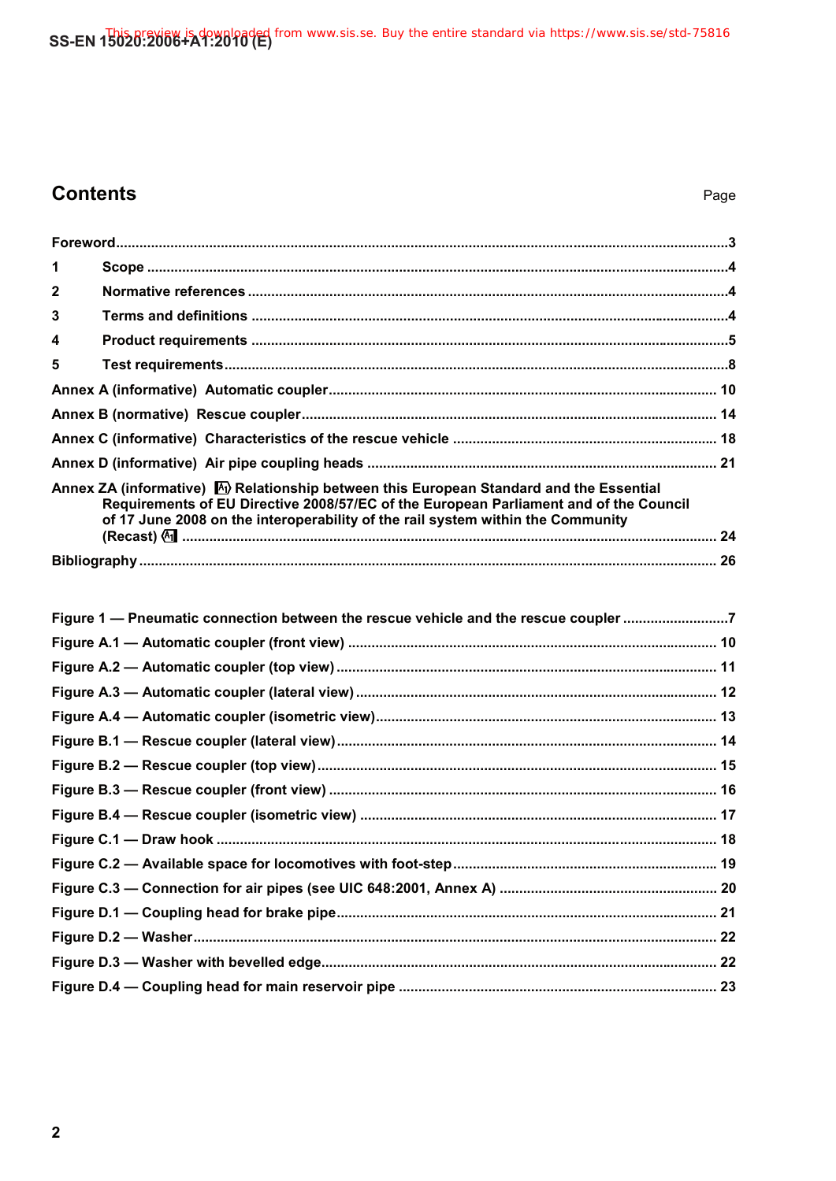# Contents

Page

Foreword ... 3

1 Scope ... 4

2 Normative references ... 4

3 Terms and definitions ... 4

4 Product requirements ... 5

5 Test requirements ... 8

Annex A (informative) Automatic coupler ... 10

Annex B (normative) Rescue coupler ... 14

Annex C (informative) Characteristics of the rescue vehicle ... 18

Annex D (informative) Air pipe coupling heads ... 21

Annex ZA (informative) A1) Relationship between this European Standard and the Essential Requirements of EU Directive 2008/57/EC of the European Parliament and of the Council of 17 June 2008 on the interoperability of the rail system within the Community (Recast) (A1 ... 24

Bibliography ... 26

Figure 1 — Pneumatic connection between the rescue vehicle and the rescue coupler ... 7

Figure A.1 — Automatic coupler (front view) ... 10

Figure A.2 — Automatic coupler (top view) ... 11

Figure A.3 — Automatic coupler (lateral view) ... 12

Figure A.4 — Automatic coupler (isometric view) ... 13

Figure B.1 — Rescue coupler (lateral view) ... 14

Figure B.2 — Rescue coupler (top view) ... 15

Figure B.3 — Rescue coupler (front view) ... 16

Figure B.4 — Rescue coupler (isometric view) ... 17

Figure C.1 — Draw hook ... 18

Figure C.2 — Available space for locomotives with foot-step ... 19

Figure C.3 — Connection for air pipes (see UIC 648:2001, Annex A) ... 20

Figure D.1 — Coupling head for brake pipe ... 21

Figure D.2 — Washer ... 22

Figure D.3 — Washer with bevelled edge ... 22

Figure D.4 — Coupling head for main reservoir pipe ... 23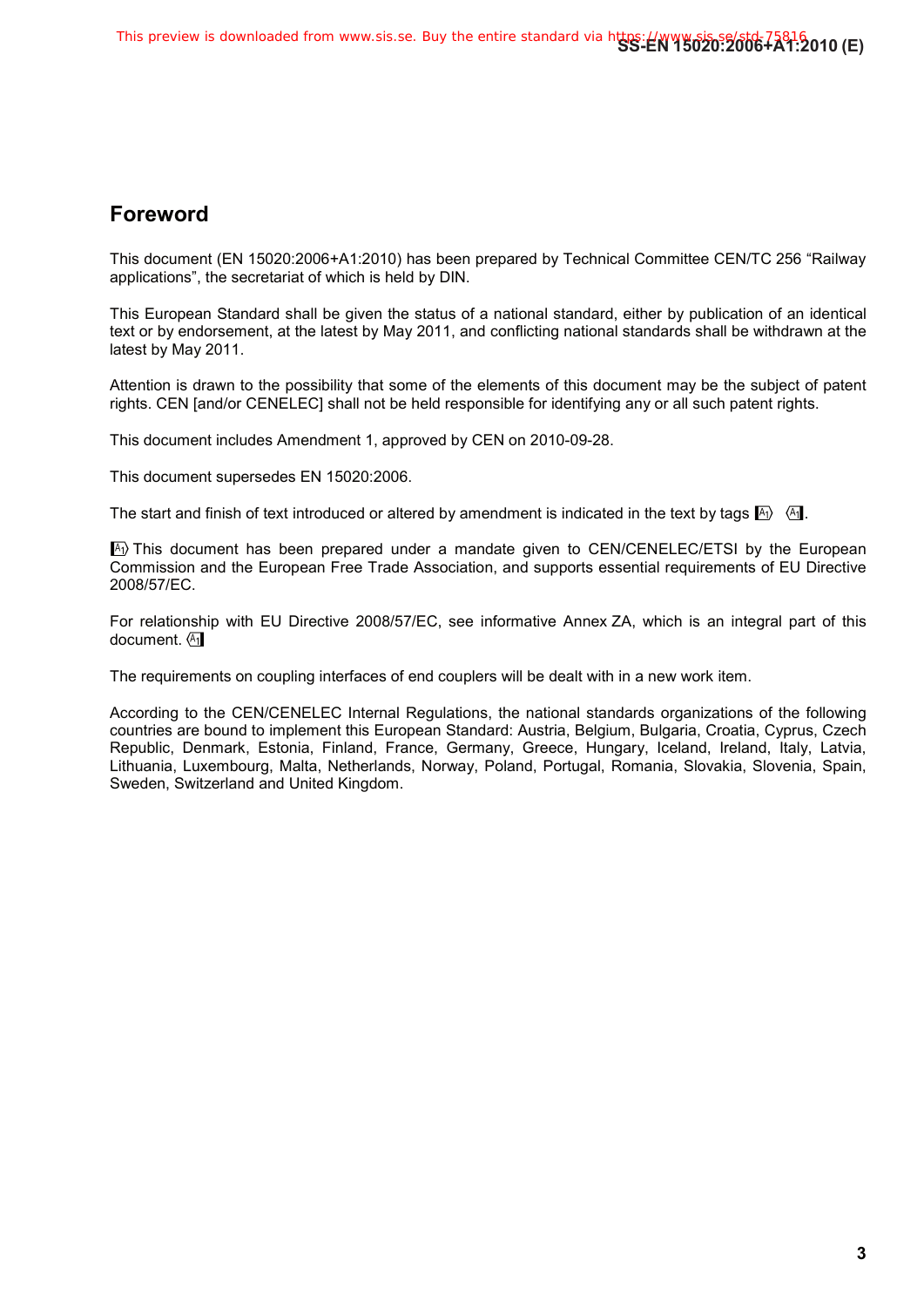# Foreword

This document (EN 15020:2006+A1:2010) has been prepared by Technical Committee CEN/TC 256 “Railway applications”, the secretariat of which is held by DIN.

This European Standard shall be given the status of a national standard, either by publication of an identical text or by endorsement, at the latest by May 2011, and conflicting national standards shall be withdrawn at the latest by May 2011.

Attention is drawn to the possibility that some of the elements of this document may be the subject of patent rights. CEN [and/or CENELEC] shall not be held responsible for identifying any or all such patent rights.

This document includes Amendment 1, approved by CEN on 2010-09-28.

This document supersedes EN 15020:2006.

The start and finish of text introduced or altered by amendment is indicated in the text by tags [A1⟩ ⟨A1].

[A1⟩ This document has been prepared under a mandate given to CEN/CENELEC/ETSI by the European Commission and the European Free Trade Association, and supports essential requirements of EU Directive 2008/57/EC.

For relationship with EU Directive 2008/57/EC, see informative Annex ZA, which is an integral part of this document. ⟨A1]

The requirements on coupling interfaces of end couplers will be dealt with in a new work item.

According to the CEN/CENELEC Internal Regulations, the national standards organizations of the following countries are bound to implement this European Standard: Austria, Belgium, Bulgaria, Croatia, Cyprus, Czech Republic, Denmark, Estonia, Finland, France, Germany, Greece, Hungary, Iceland, Ireland, Italy, Latvia, Lithuania, Luxembourg, Malta, Netherlands, Norway, Poland, Portugal, Romania, Slovakia, Slovenia, Spain, Sweden, Switzerland and United Kingdom.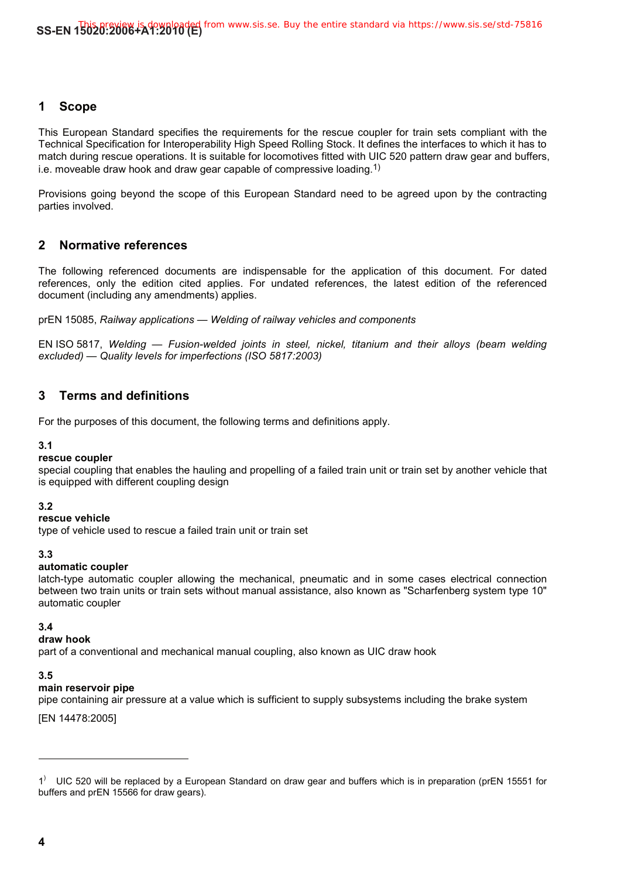## 1 Scope

This European Standard specifies the requirements for the rescue coupler for train sets compliant with the Technical Specification for Interoperability High Speed Rolling Stock. It defines the interfaces to which it has to match during rescue operations. It is suitable for locomotives fitted with UIC 520 pattern draw gear and buffers, i.e. moveable draw hook and draw gear capable of compressive loading.[1)]

Provisions going beyond the scope of this European Standard need to be agreed upon by the contracting parties involved.

## 2 Normative references

The following referenced documents are indispensable for the application of this document. For dated references, only the edition cited applies. For undated references, the latest edition of the referenced document (including any amendments) applies.

prEN 15085, *Railway applications — Welding of railway vehicles and components*

EN ISO 5817, *Welding — Fusion-welded joints in steel, nickel, titanium and their alloys (beam welding excluded) — Quality levels for imperfections (ISO 5817:2003)*

## 3 Terms and definitions

For the purposes of this document, the following terms and definitions apply.

**3.1**
**rescue coupler**
special coupling that enables the hauling and propelling of a failed train unit or train set by another vehicle that is equipped with different coupling design

**3.2**
**rescue vehicle**
type of vehicle used to rescue a failed train unit or train set

**3.3**
**automatic coupler**
latch-type automatic coupler allowing the mechanical, pneumatic and in some cases electrical connection between two train units or train sets without manual assistance, also known as "Scharfenberg system type 10" automatic coupler

**3.4**
**draw hook**
part of a conventional and mechanical manual coupling, also known as UIC draw hook

**3.5**
**main reservoir pipe**
pipe containing air pressure at a value which is sufficient to supply subsystems including the brake system

[EN 14478:2005]

---

[1)] UIC 520 will be replaced by a European Standard on draw gear and buffers which is in preparation (prEN 15551 for buffers and prEN 15566 for draw gears).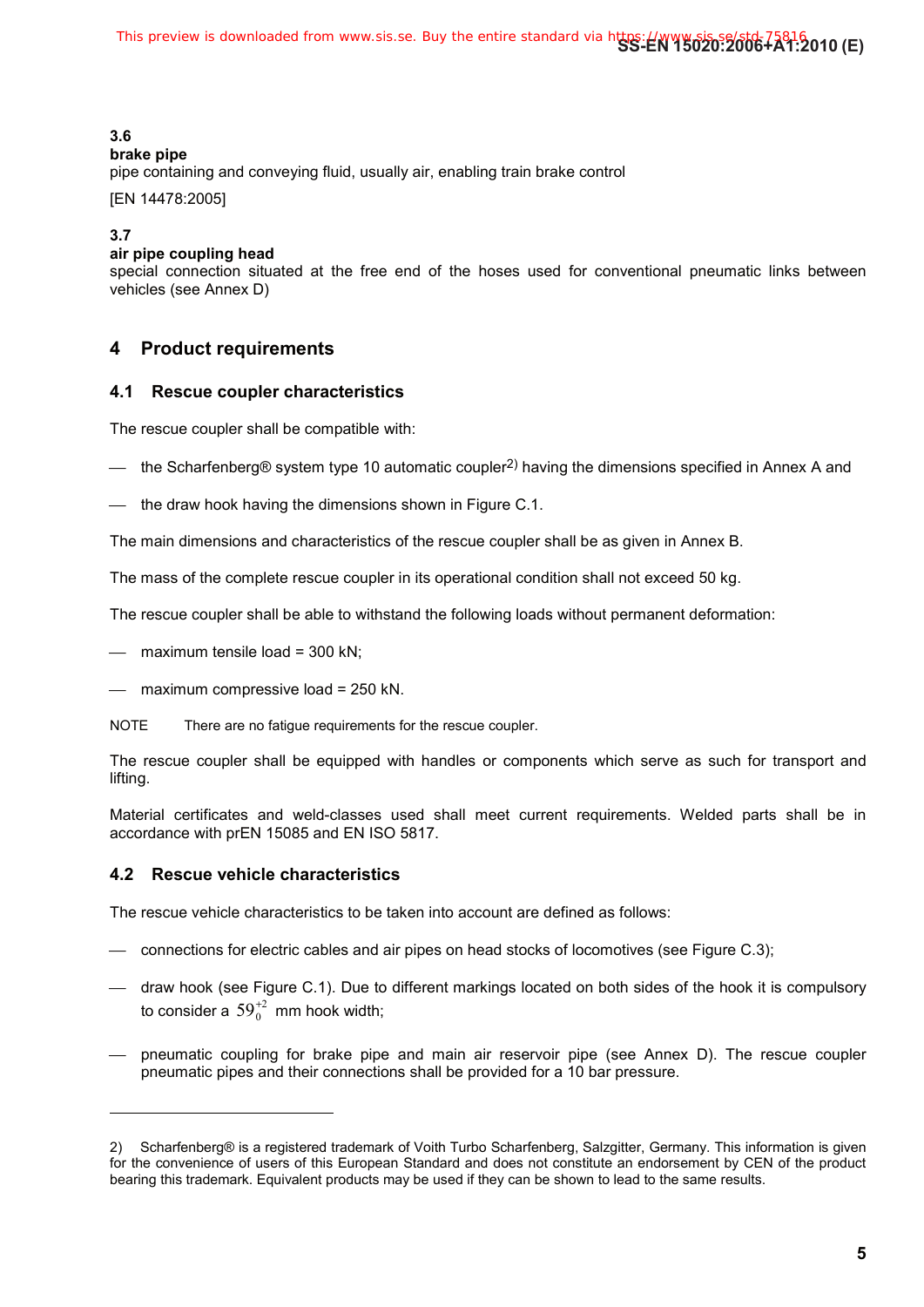**3.6**

**brake pipe**

pipe containing and conveying fluid, usually air, enabling train brake control

[EN 14478:2005]

**3.7**

**air pipe coupling head**

special connection situated at the free end of the hoses used for conventional pneumatic links between vehicles (see Annex D)

## 4 Product requirements

### 4.1 Rescue coupler characteristics

The rescue coupler shall be compatible with:

- the Scharfenberg® system type 10 automatic coupler[2)] having the dimensions specified in Annex A and
- the draw hook having the dimensions shown in Figure C.1.

The main dimensions and characteristics of the rescue coupler shall be as given in Annex B.

The mass of the complete rescue coupler in its operational condition shall not exceed 50 kg.

The rescue coupler shall be able to withstand the following loads without permanent deformation:

- maximum tensile load = 300 kN;
- maximum compressive load = 250 kN.

NOTE There are no fatigue requirements for the rescue coupler.

The rescue coupler shall be equipped with handles or components which serve as such for transport and lifting.

Material certificates and weld-classes used shall meet current requirements. Welded parts shall be in accordance with prEN 15085 and EN ISO 5817.

### 4.2 Rescue vehicle characteristics

The rescue vehicle characteristics to be taken into account are defined as follows:

- connections for electric cables and air pipes on head stocks of locomotives (see Figure C.3);
- draw hook (see Figure C.1). Due to different markings located on both sides of the hook it is compulsory to consider a $59_{0}^{+2}$ mm hook width;
- pneumatic coupling for brake pipe and main air reservoir pipe (see Annex D). The rescue coupler pneumatic pipes and their connections shall be provided for a 10 bar pressure.

---

2) Scharfenberg® is a registered trademark of Voith Turbo Scharfenberg, Salzgitter, Germany. This information is given for the convenience of users of this European Standard and does not constitute an endorsement by CEN of the product bearing this trademark. Equivalent products may be used if they can be shown to lead to the same results.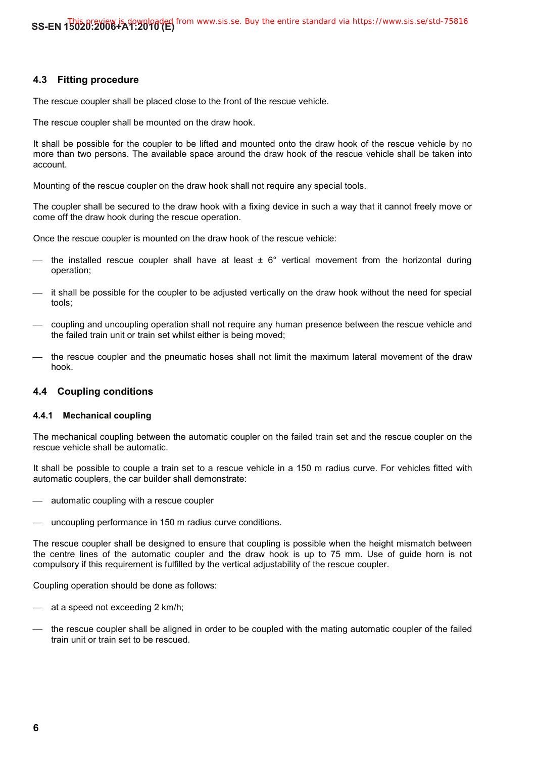### 4.3 Fitting procedure

The rescue coupler shall be placed close to the front of the rescue vehicle.

The rescue coupler shall be mounted on the draw hook.

It shall be possible for the coupler to be lifted and mounted onto the draw hook of the rescue vehicle by no more than two persons. The available space around the draw hook of the rescue vehicle shall be taken into account.

Mounting of the rescue coupler on the draw hook shall not require any special tools.

The coupler shall be secured to the draw hook with a fixing device in such a way that it cannot freely move or come off the draw hook during the rescue operation.

Once the rescue coupler is mounted on the draw hook of the rescue vehicle:

- the installed rescue coupler shall have at least ± 6° vertical movement from the horizontal during operation;
- it shall be possible for the coupler to be adjusted vertically on the draw hook without the need for special tools;
- coupling and uncoupling operation shall not require any human presence between the rescue vehicle and the failed train unit or train set whilst either is being moved;
- the rescue coupler and the pneumatic hoses shall not limit the maximum lateral movement of the draw hook.

### 4.4 Coupling conditions

#### 4.4.1 Mechanical coupling

The mechanical coupling between the automatic coupler on the failed train set and the rescue coupler on the rescue vehicle shall be automatic.

It shall be possible to couple a train set to a rescue vehicle in a 150 m radius curve. For vehicles fitted with automatic couplers, the car builder shall demonstrate:

- automatic coupling with a rescue coupler
- uncoupling performance in 150 m radius curve conditions.

The rescue coupler shall be designed to ensure that coupling is possible when the height mismatch between the centre lines of the automatic coupler and the draw hook is up to 75 mm. Use of guide horn is not compulsory if this requirement is fulfilled by the vertical adjustability of the rescue coupler.

Coupling operation should be done as follows:

- at a speed not exceeding 2 km/h;
- the rescue coupler shall be aligned in order to be coupled with the mating automatic coupler of the failed train unit or train set to be rescued.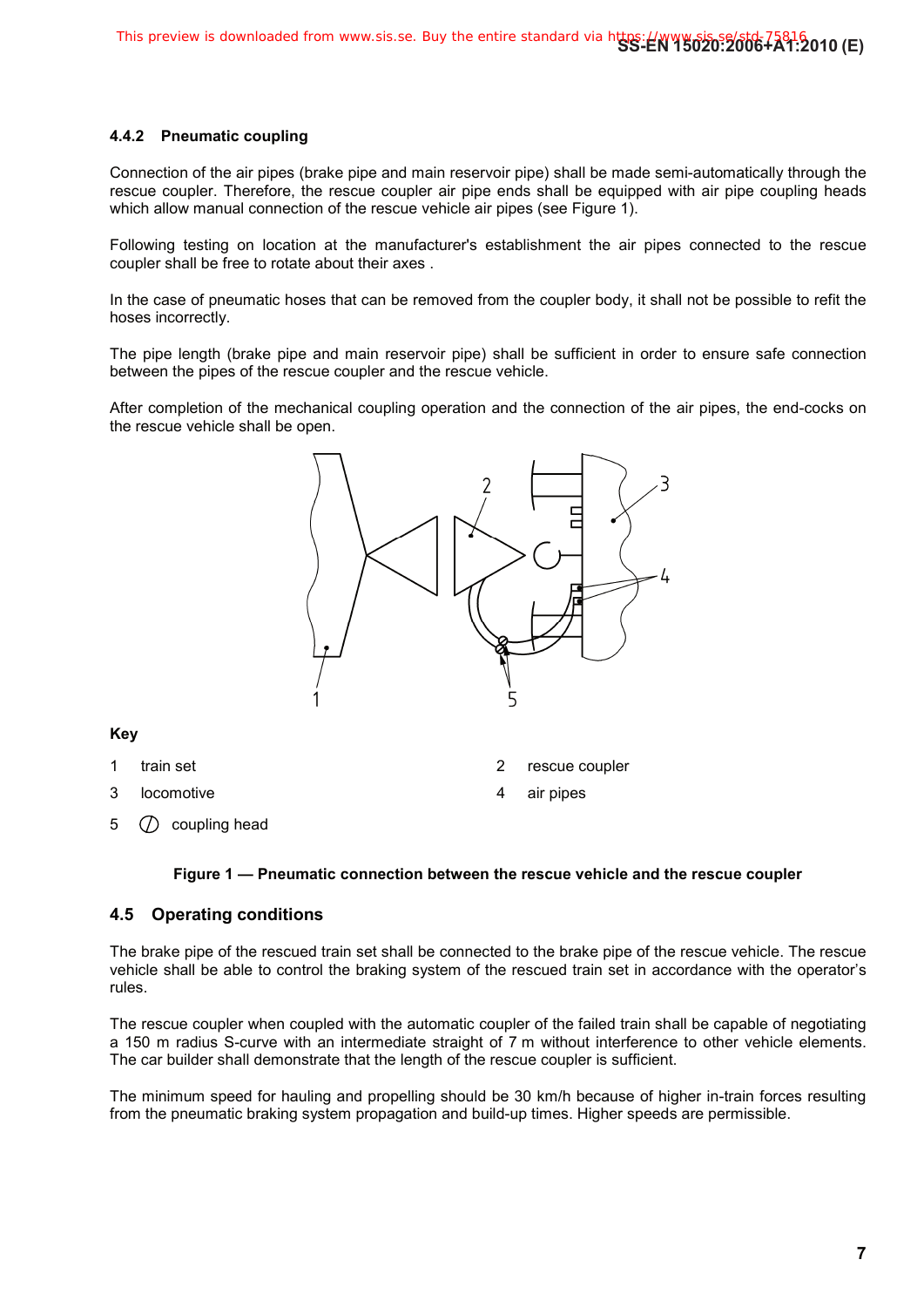### 4.4.2 Pneumatic coupling

Connection of the air pipes (brake pipe and main reservoir pipe) shall be made semi-automatically through the rescue coupler. Therefore, the rescue coupler air pipe ends shall be equipped with air pipe coupling heads which allow manual connection of the rescue vehicle air pipes (see Figure 1).

Following testing on location at the manufacturer's establishment the air pipes connected to the rescue coupler shall be free to rotate about their axes .

In the case of pneumatic hoses that can be removed from the coupler body, it shall not be possible to refit the hoses incorrectly.

The pipe length (brake pipe and main reservoir pipe) shall be sufficient in order to ensure safe connection between the pipes of the rescue coupler and the rescue vehicle.

After completion of the mechanical coupling operation and the connection of the air pipes, the end-cocks on the rescue vehicle shall be open.

2
3
4
1
5

**Key**

1 train set

2 rescue coupler

3 locomotive

4 air pipes

5 ⦶ coupling head

**Figure 1 — Pneumatic connection between the rescue vehicle and the rescue coupler**

## 4.5 Operating conditions

The brake pipe of the rescued train set shall be connected to the brake pipe of the rescue vehicle. The rescue vehicle shall be able to control the braking system of the rescued train set in accordance with the operator's rules.

The rescue coupler when coupled with the automatic coupler of the failed train shall be capable of negotiating a 150 m radius S-curve with an intermediate straight of 7 m without interference to other vehicle elements. The car builder shall demonstrate that the length of the rescue coupler is sufficient.

The minimum speed for hauling and propelling should be 30 km/h because of higher in-train forces resulting from the pneumatic braking system propagation and build-up times. Higher speeds are permissible.